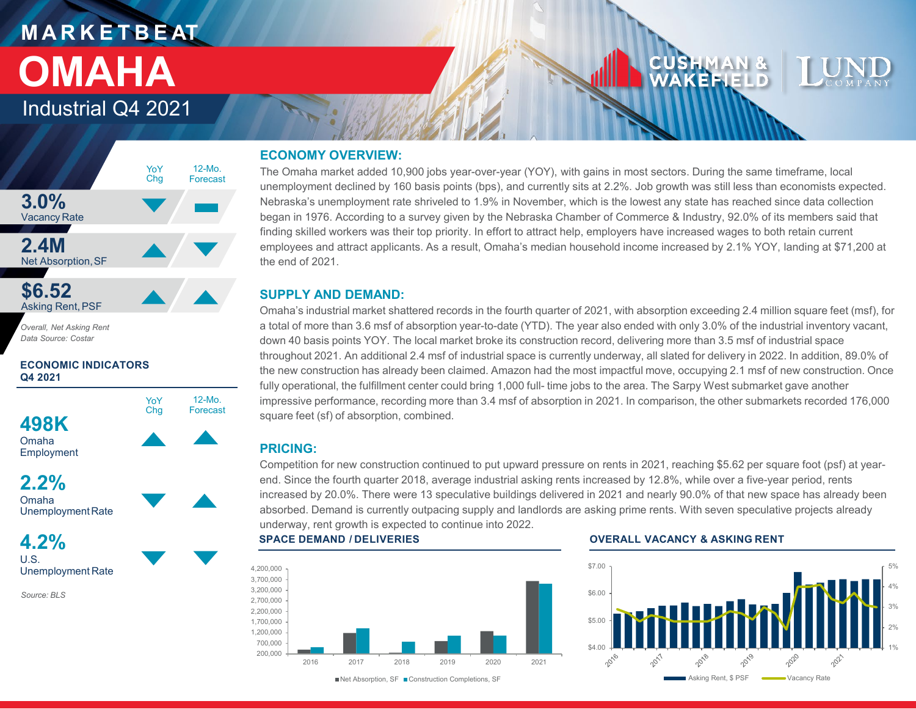# MARKETBEAT

# OMAHA

## Industrial Q4 2021

| | YoY Chg | 12-Mo. Forecast |
|---|---|---|
| **3.0%** Vacancy Rate | ▼ | ▬ |
| **2.4M** Net Absorption, SF | ▲ | ▼ |
| **$6.52** Asking Rent, PSF | ▲ | ▲ |

*Overall, Net Asking Rent*
*Data Source: Costar*

### ECONOMIC INDICATORS Q4 2021

| | YoY Chg | 12-Mo. Forecast |
|---|---|---|
| **498K** Omaha Employment | ▲ | ▲ |
| **2.2%** Omaha Unemployment Rate | ▼ | ▲ |
| **4.2%** U.S. Unemployment Rate | ▼ | ▼ |

Source: BLS

## ECONOMY OVERVIEW:

The Omaha market added 10,900 jobs year-over-year (YOY), with gains in most sectors. During the same timeframe, local unemployment declined by 160 basis points (bps), and currently sits at 2.2%. Job growth was still less than economists expected. Nebraska's unemployment rate shriveled to 1.9% in November, which is the lowest any state has reached since data collection began in 1976. According to a survey given by the Nebraska Chamber of Commerce & Industry, 92.0% of its members said that finding skilled workers was their top priority. In effort to attract help, employers have increased wages to both retain current employees and attract applicants. As a result, Omaha's median household income increased by 2.1% YOY, landing at $71,200 at the end of 2021.

## SUPPLY AND DEMAND:

Omaha's industrial market shattered records in the fourth quarter of 2021, with absorption exceeding 2.4 million square feet (msf), for a total of more than 3.6 msf of absorption year-to-date (YTD). The year also ended with only 3.0% of the industrial inventory vacant, down 40 basis points YOY. The local market broke its construction record, delivering more than 3.5 msf of industrial space throughout 2021. An additional 2.4 msf of industrial space is currently underway, all slated for delivery in 2022. In addition, 89.0% of the new construction has already been claimed. Amazon had the most impactful move, occupying 2.1 msf of new construction. Once fully operational, the fulfillment center could bring 1,000 full- time jobs to the area. The Sarpy West submarket gave another impressive performance, recording more than 3.4 msf of absorption in 2021. In comparison, the other submarkets recorded 176,000 square feet (sf) of absorption, combined.

## PRICING:

Competition for new construction continued to put upward pressure on rents in 2021, reaching $5.62 per square foot (psf) at year-end. Since the fourth quarter 2018, average industrial asking rents increased by 12.8%, while over a five-year period, rents increased by 20.0%. There were 13 speculative buildings delivered in 2021 and nearly 90.0% of that new space has already been absorbed. Demand is currently outpacing supply and landlords are asking prime rents. With seven speculative projects already underway, rent growth is expected to continue into 2022.

### SPACE DEMAND / DELIVERIES

■ Net Absorption, SF ■ Construction Completions, SF

### OVERALL VACANCY & ASKING RENT

Asking Rent, $ PSF — Vacancy Rate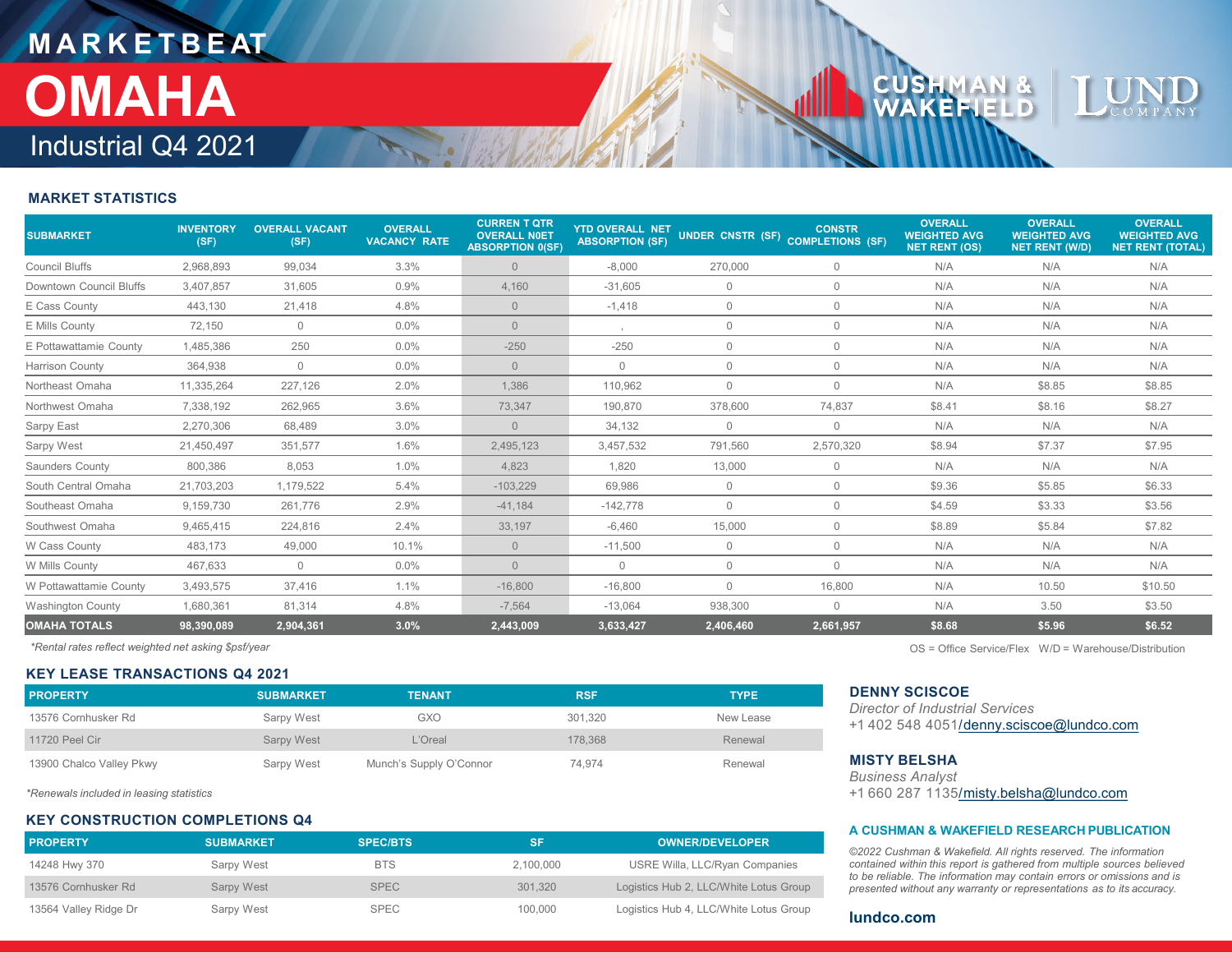# MARKETBEAT

# OMAHA

## Industrial Q4 2021

### MARKET STATISTICS

| SUBMARKET | INVENTORY (SF) | OVERALL VACANT (SF) | OVERALL VACANCY RATE | CURREN T QTR OVERALL N0ET ABSORPTION 0(SF) | YTD OVERALL NET ABSORPTION (SF) | UNDER CNSTR (SF) | CONSTR COMPLETIONS (SF) | OVERALL WEIGHTED AVG NET RENT (OS) | OVERALL WEIGHTED AVG NET RENT (W/D) | OVERALL WEIGHTED AVG NET RENT (TOTAL) |
|---|---|---|---|---|---|---|---|---|---|---|
| Council Bluffs | 2,968,893 | 99,034 | 3.3% | 0 | -8,000 | 270,000 | 0 | N/A | N/A | N/A |
| Downtown Council Bluffs | 3,407,857 | 31,605 | 0.9% | 4,160 | -31,605 | 0 | 0 | N/A | N/A | N/A |
| E Cass County | 443,130 | 21,418 | 4.8% | 0 | -1,418 | 0 | 0 | N/A | N/A | N/A |
| E Mills County | 72,150 | 0 | 0.0% | 0 | , | 0 | 0 | N/A | N/A | N/A |
| E Pottawattamie County | 1,485,386 | 250 | 0.0% | -250 | -250 | 0 | 0 | N/A | N/A | N/A |
| Harrison County | 364,938 | 0 | 0.0% | 0 | 0 | 0 | 0 | N/A | N/A | N/A |
| Northeast Omaha | 11,335,264 | 227,126 | 2.0% | 1,386 | 110,962 | 0 | 0 | N/A | $8.85 | $8.85 |
| Northwest Omaha | 7,338,192 | 262,965 | 3.6% | 73,347 | 190,870 | 378,600 | 74,837 | $8.41 | $8.16 | $8.27 |
| Sarpy East | 2,270,306 | 68,489 | 3.0% | 0 | 34,132 | 0 | 0 | N/A | N/A | N/A |
| Sarpy West | 21,450,497 | 351,577 | 1.6% | 2,495,123 | 3,457,532 | 791,560 | 2,570,320 | $8.94 | $7.37 | $7.95 |
| Saunders County | 800,386 | 8,053 | 1.0% | 4,823 | 1,820 | 13,000 | 0 | N/A | N/A | N/A |
| South Central Omaha | 21,703,203 | 1,179,522 | 5.4% | -103,229 | 69,986 | 0 | 0 | $9.36 | $5.85 | $6.33 |
| Southeast Omaha | 9,159,730 | 261,776 | 2.9% | -41,184 | -142,778 | 0 | 0 | $4.59 | $3.33 | $3.56 |
| Southwest Omaha | 9,465,415 | 224,816 | 2.4% | 33,197 | -6,460 | 15,000 | 0 | $8.89 | $5.84 | $7.82 |
| W Cass County | 483,173 | 49,000 | 10.1% | 0 | -11,500 | 0 | 0 | N/A | N/A | N/A |
| W Mills County | 467,633 | 0 | 0.0% | 0 | 0 | 0 | 0 | N/A | N/A | N/A |
| W Pottawattamie County | 3,493,575 | 37,416 | 1.1% | -16,800 | -16,800 | 0 | 16,800 | N/A | 10.50 | $10.50 |
| Washington County | 1,680,361 | 81,314 | 4.8% | -7,564 | -13,064 | 938,300 | 0 | N/A | 3.50 | $3.50 |
| **OMAHA TOTALS** | **98,390,089** | **2,904,361** | **3.0%** | **2,443,009** | **3,633,427** | **2,406,460** | **2,661,957** | **$8.68** | **$5.96** | **$6.52** |

*\*Rental rates reflect weighted net asking $psf/year*

OS = Office Service/Flex W/D = Warehouse/Distribution

### KEY LEASE TRANSACTIONS Q4 2021

| PROPERTY | SUBMARKET | TENANT | RSF | TYPE |
|---|---|---|---|---|
| 13576 Cornhusker Rd | Sarpy West | GXO | 301,320 | New Lease |
| 11720 Peel Cir | Sarpy West | L'Oreal | 178,368 | Renewal |
| 13900 Chalco Valley Pkwy | Sarpy West | Munch's Supply O'Connor | 74,974 | Renewal |

*\*Renewals included in leasing statistics*

### KEY CONSTRUCTION COMPLETIONS Q4

| PROPERTY | SUBMARKET | SPEC/BTS | SF | OWNER/DEVELOPER |
|---|---|---|---|---|
| 14248 Hwy 370 | Sarpy West | BTS | 2,100,000 | USRE Willa, LLC/Ryan Companies |
| 13576 Cornhusker Rd | Sarpy West | SPEC | 301,320 | Logistics Hub 2, LLC/White Lotus Group |
| 13564 Valley Ridge Dr | Sarpy West | SPEC | 100,000 | Logistics Hub 4, LLC/White Lotus Group |

**DENNY SCISCOE**
*Director of Industrial Services*
+1 402 548 4051/denny.sciscoe@lundco.com

**MISTY BELSHA**
*Business Analyst*
+1 660 287 1135/misty.belsha@lundco.com

**A CUSHMAN & WAKEFIELD RESEARCH PUBLICATION**

*©2022 Cushman & Wakefield. All rights reserved. The information contained within this report is gathered from multiple sources believed to be reliable. The information may contain errors or omissions and is presented without any warranty or representations as to its accuracy.*

**lundco.com**